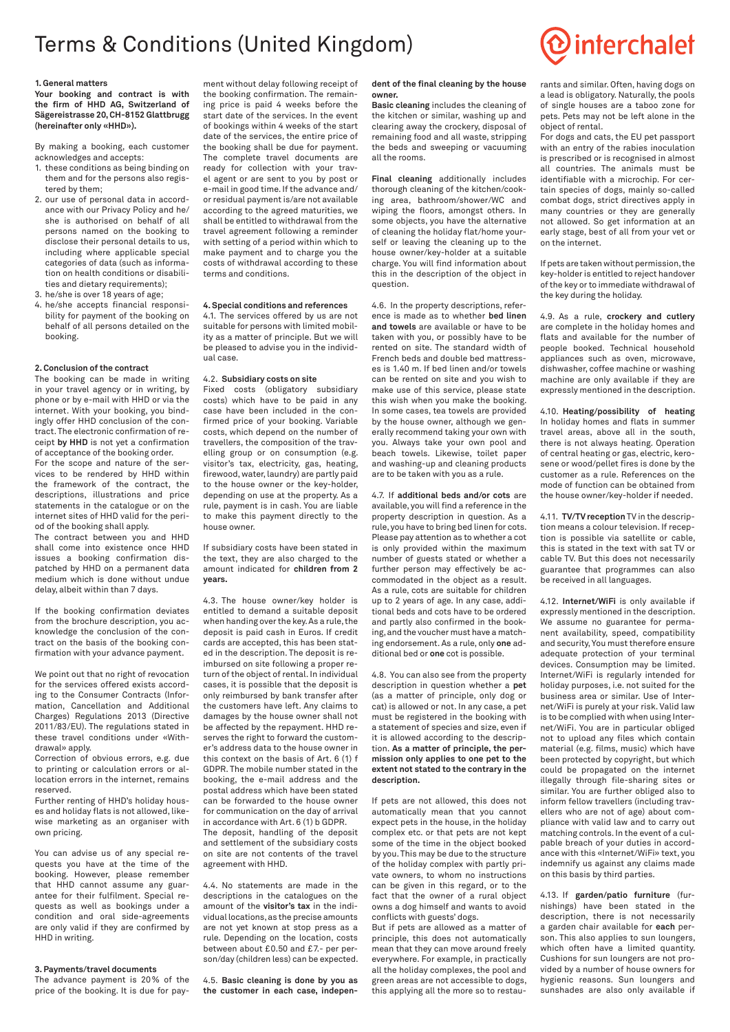# Terms & Conditions (United Kingdom)

### 1. General matters

**Your booking and contract is with the firm of HHD AG, Switzerland of Sägereistrasse 20, CH-8152 Glattbrugg (hereinafter only «HHD»).**

By making a booking, each customer acknowledges and accepts:

1. these conditions as being binding on them and for the persons also registered by them;
2. our use of personal data in accordance with our Privacy Policy and he/she is authorised on behalf of all persons named on the booking to disclose their personal details to us, including where applicable special categories of data (such as information on health conditions or disabilities and dietary requirements);
3. he/she is over 18 years of age;
4. he/she accepts financial responsibility for payment of the booking on behalf of all persons detailed on the booking.

### 2. Conclusion of the contract

The booking can be made in writing in your travel agency or in writing, by phone or by e-mail with HHD or via the internet. With your booking, you bindingly offer HHD conclusion of the contract. The electronic confirmation of receipt **by HHD** is not yet a confirmation of acceptance of the booking order.

For the scope and nature of the services to be rendered by HHD within the framework of the contract, the descriptions, illustrations and price statements in the catalogue or on the internet sites of HHD valid for the period of the booking shall apply.

The contract between you and HHD shall come into existence once HHD issues a booking confirmation dispatched by HHD on a permanent data medium which is done without undue delay, albeit within than 7 days.

If the booking confirmation deviates from the brochure description, you acknowledge the conclusion of the contract on the basis of the booking confirmation with your advance payment.

We point out that no right of revocation for the services offered exists according to the Consumer Contracts (Information, Cancellation and Additional Charges) Regulations 2013 (Directive 2011/83/EU). The regulations stated in these travel conditions under «Withdrawal» apply.

Correction of obvious errors, e.g. due to printing or calculation errors or allocation errors in the internet, remains reserved.

Further renting of HHD's holiday houses and holiday flats is not allowed, likewise marketing as an organiser with own pricing.

You can advise us of any special requests you have at the time of the booking. However, please remember that HHD cannot assume any guarantee for their fulfilment. Special requests as well as bookings under a condition and oral side-agreements are only valid if they are confirmed by HHD in writing.

### 3. Payments/travel documents

The advance payment is 20% of the price of the booking. It is due for payment without delay following receipt of the booking confirmation. The remaining price is paid 4 weeks before the start date of the services. In the event of bookings within 4 weeks of the start date of the services, the entire price of the booking shall be due for payment. The complete travel documents are ready for collection with your travel agent or are sent to you by post or e-mail in good time. If the advance and/or residual payment is/are not available according to the agreed maturities, we shall be entitled to withdrawal from the travel agreement following a reminder with setting of a period within which to make payment and to charge you the costs of withdrawal according to these terms and conditions.

### 4. Special conditions and references

4.1. The services offered by us are not suitable for persons with limited mobility as a matter of principle. But we will be pleased to advise you in the individual case.

4.2. **Subsidiary costs on site**
Fixed costs (obligatory subsidiary costs) which have to be paid in any case have been included in the confirmed price of your booking. Variable costs, which depend on the number of travellers, the composition of the travelling group or on consumption (e.g. visitor's tax, electricity, gas, heating, firewood, water, laundry) are partly paid to the house owner or the key-holder, depending on use at the property. As a rule, payment is in cash. You are liable to make this payment directly to the house owner.

If subsidiary costs have been stated in the text, they are also charged to the amount indicated for **children from 2 years.**

4.3. The house owner/key holder is entitled to demand a suitable deposit when handing over the key. As a rule, the deposit is paid cash in Euros. If credit cards are accepted, this has been stated in the description. The deposit is reimbursed on site following a proper return of the object of rental. In individual cases, it is possible that the deposit is only reimbursed by bank transfer after the customers have left. Any claims to damages by the house owner shall not be affected by the repayment. HHD reserves the right to forward the customer's address data to the house owner in this context on the basis of Art. 6 (1) f GDPR. The mobile number stated in the booking, the e-mail address and the postal address which have been stated can be forwarded to the house owner for communication on the day of arrival in accordance with Art. 6 (1) b GDPR.
The deposit, handling of the deposit and settlement of the subsidiary costs on site are not contents of the travel agreement with HHD.

4.4. No statements are made in the descriptions in the catalogues on the amount of the **visitor's tax** in the individual locations, as the precise amounts are not yet known at stop press as a rule. Depending on the location, costs between about £0.50 and £7.- per person/day (children less) can be expected.

4.5. **Basic cleaning is done by you as the customer in each case, independent of the final cleaning by the house owner.**

**Basic cleaning** includes the cleaning of the kitchen or similar, washing up and clearing away the crockery, disposal of remaining food and all waste, stripping the beds and sweeping or vacuuming all the rooms.

**Final cleaning** additionally includes thorough cleaning of the kitchen/cooking area, bathroom/shower/WC and wiping the floors, amongst others. In some objects, you have the alternative of cleaning the holiday flat/home yourself or leaving the cleaning up to the house owner/key-holder at a suitable charge. You will find information about this in the description of the object in question.

4.6. In the property descriptions, reference is made as to whether **bed linen and towels** are available or have to be taken with you, or possibly have to be rented on site. The standard width of French beds and double bed mattresses is 1.40 m. If bed linen and/or towels can be rented on site and you wish to make use of this service, please state this wish when you make the booking. In some cases, tea towels are provided by the house owner, although we generally recommend taking your own with you. Always take your own pool and beach towels. Likewise, toilet paper and washing-up and cleaning products are to be taken with you as a rule.

4.7. If **additional beds and/or cots** are available, you will find a reference in the property description in question. As a rule, you have to bring bed linen for cots. Please pay attention as to whether a cot is only provided within the maximum number of guests stated or whether a further person may effectively be accommodated in the object as a result. As a rule, cots are suitable for children up to 2 years of age. In any case, additional beds and cots have to be ordered and partly also confirmed in the booking, and the voucher must have a matching endorsement. As a rule, only **one** additional bed or **one** cot is possible.

4.8. You can also see from the property description in question whether a **pet** (as a matter of principle, only dog or cat) is allowed or not. In any case, a pet must be registered in the booking with a statement of species and size, even if it is allowed according to the description. **As a matter of principle, the permission only applies to one pet to the extent not stated to the contrary in the description.**

If pets are not allowed, this does not automatically mean that you cannot expect pets in the house, in the holiday complex etc. or that pets are not kept some of the time in the object booked by you. This may be due to the structure of the holiday complex with partly private owners, to whom no instructions can be given in this regard, or to the fact that the owner of a rural object owns a dog himself and wants to avoid conflicts with guests' dogs.

But if pets are allowed as a matter of principle, this does not automatically mean that they can move around freely everywhere. For example, in practically all the holiday complexes, the pool and green areas are not accessible to dogs, this applying all the more so to restaurants and similar. Often, having dogs on a lead is obligatory. Naturally, the pools of single houses are a taboo zone for pets. Pets may not be left alone in the object of rental.

For dogs and cats, the EU pet passport with an entry of the rabies inoculation is prescribed or is recognised in almost all countries. The animals must be identifiable with a microchip. For certain species of dogs, mainly so-called combat dogs, strict directives apply in many countries or they are generally not allowed. So get information at an early stage, best of all from your vet or on the internet.

If pets are taken without permission, the key-holder is entitled to reject handover of the key or to immediate withdrawal of the key during the holiday.

4.9. As a rule, **crockery and cutlery** are complete in the holiday homes and flats and available for the number of people booked. Technical household appliances such as oven, microwave, dishwasher, coffee machine or washing machine are only available if they are expressly mentioned in the description.

4.10. **Heating/possibility of heating**
In holiday homes and flats in summer travel areas, above all in the south, there is not always heating. Operation of central heating or gas, electric, kerosene or wood/pellet fires is done by the customer as a rule. References on the mode of function can be obtained from the house owner/key-holder if needed.

4.11. **TV/TV reception** TV in the description means a colour television. If reception is possible via satellite or cable, this is stated in the text with sat TV or cable TV. But this does not necessarily guarantee that programmes can also be received in all languages.

4.12. **Internet/WiFi** is only available if expressly mentioned in the description. We assume no guarantee for permanent availability, speed, compatibility and security, You must therefore ensure adequate protection of your terminal devices. Consumption may be limited. Internet/WiFi is regularly intended for holiday purposes, i.e. not suited for the business area or similar. Use of Internet/WiFi is purely at your risk. Valid law is to be complied with when using Internet/WiFi. You are in particular obliged not to upload any files which contain material (e.g. films, music) which have been protected by copyright, but which could be propagated on the internet illegally through file-sharing sites or similar. You are further obliged also to inform fellow travellers (including travellers who are not of age) about compliance with valid law and to carry out matching controls. In the event of a culpable breach of your duties in accordance with this «Internet/WiFi» text, you indemnify us against any claims made on this basis by third parties.

4.13. If **garden/patio furniture** (furnishings) have been stated in the description, there is not necessarily a garden chair available for **each** person. This also applies to sun loungers, which often have a limited quantity. Cushions for sun loungers are not provided by a number of house owners for hygienic reasons. Sun loungers and sunshades are also only available if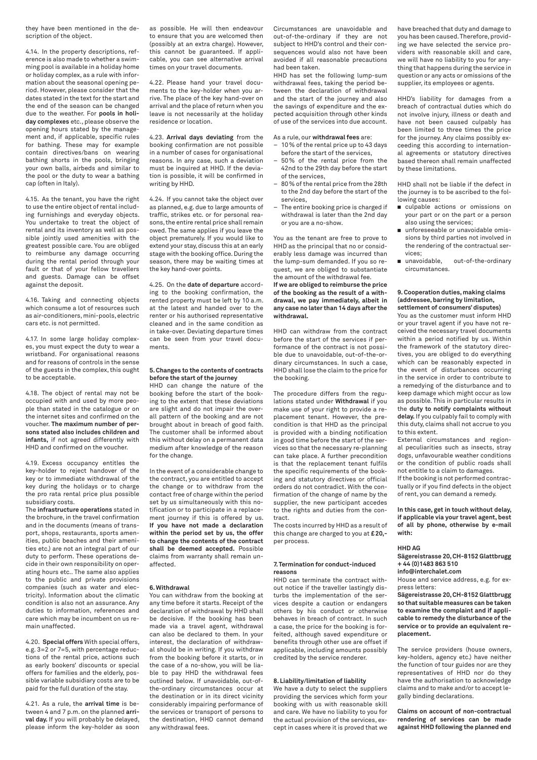they have been mentioned in the description of the object.

4.14. In the property descriptions, reference is also made to whether a swimming pool is available in a holiday home or holiday complex, as a rule with information about the seasonal opening period. However, please consider that the dates stated in the text for the start and the end of the season can be changed due to the weather. For **pools in holiday complexes** etc., please observe the opening hours stated by the management and, if applicable, specific rules for bathing. These may for example contain directives/bans on wearing bathing shorts in the pools, bringing your own balls, airbeds and similar to the pool or the duty to wear a bathing cap (often in Italy).

4.15. As the tenant, you have the right to use the entire object of rental including furnishings and everyday objects. You undertake to treat the object of rental and its inventory as well as possible jointly used amenities with the greatest possible care. You are obliged to reimburse any damage occurring during the rental period through your fault or that of your fellow travellers and guests. Damage can be offset against the deposit.

4.16. Taking and connecting objects which consume a lot of resources such as air-conditioners, mini-pools, electric cars etc. is not permitted.

4.17. In some large holiday complexes, you must expect the duty to wear a wristband. For organisational reasons and for reasons of controls in the sense of the guests in the complex, this ought to be acceptable.

4.18. The object of rental may not be occupied with and used by more people than stated in the catalogue or on the internet sites and confirmed on the voucher. **The maximum number of persons stated also includes children and infants,** if not agreed differently with HHD and confirmed on the voucher.

4.19. Excess occupancy entitles the key-holder to reject handover of the key or to immediate withdrawal of the key during the holidays or to charge the pro rata rental price plus possible subsidiary costs.

The **infrastructure operations** stated in the brochure, in the travel confirmation and in the documents (means of transport, shops, restaurants, sports amenities, public beaches and their amenities etc.) are not an integral part of our duty to perform. These operations decide in their own responsibility on operating hours etc.. The same also applies to the public and private provisions companies (such as water and electricity). Information about the climatic condition is also not an assurance. Any duties to information, references and care which may be incumbent on us remain unaffected.

4.20. **Special offers** With special offers, e.g. 3=2 or 7=5, with percentage reductions of the rental price, actions such as early bookers' discounts or special offers for families and the elderly, possible variable subsidiary costs are to be paid for the full duration of the stay.

4.21. As a rule, the **arrival time** is between 4 and 7 p.m. on the planned **arrival day.** If you will probably be delayed, please inform the key-holder as soon as possible. He will then endeavour to ensure that you are welcomed then (possibly at an extra charge). However, this cannot be guaranteed. If applicable, you can see alternative arrival times on your travel documents.

4.22. Please hand your travel documents to the key-holder when you arrive. The place of the key hand-over on arrival and the place of return when you leave is not necessarily at the holiday residence or location.

4.23. **Arrival days deviating** from the booking confirmation are not possible in a number of cases for organisational reasons. In any case, such a deviation must be inquired at HHD. If the deviation is possible, it will be confirmed in writing by HHD.

4.24. If you cannot take the object over as planned, e.g. due to large amounts of traffic, strikes etc. or for personal reasons, the entire rental price shall remain owed. The same applies if you leave the object prematurely. If you would like to extend your stay, discuss this at an early stage with the booking office. During the season, there may be waiting times at the key hand-over points.

4.25. On the **date of departure** according to the booking confirmation, the rented property must be left by 10 a.m. at the latest and handed over to the renter or his authorised representative cleaned and in the same condition as in take-over. Deviating departure times can be seen from your travel documents.

### 5. Changes to the contents of contracts before the start of the journey

HHD can change the nature of the booking before the start of the booking to the extent that these deviations are slight and do not impair the overall pattern of the booking and are not brought about in breach of good faith. The customer shall be informed about this without delay on a permanent data medium after knowledge of the reason for the change.

In the event of a considerable change to the contract, you are entitled to accept the change or to withdraw from the contact free of charge within the period set by us simultaneously with this notification or to participate in a replacement journey if this is offered by us. **If you have not made a declaration within the period set by us, the offer to change the contents of the contract shall be deemed accepted.** Possible claims from warranty shall remain unaffected.

### 6. Withdrawal

You can withdraw from the booking at any time before it starts. Receipt of the declaration of withdrawal by HHD shall be decisive. If the booking has been made via a travel agent, withdrawal can also be declared to them. In your interest, the declaration of withdrawal should be in writing. If you withdraw from the booking before it starts, or in the case of a no-show, you will be liable to pay HHD the withdrawal fees outlined below. If unavoidable, out-of-the-ordinary circumstances occur at the destination or in its direct vicinity considerably impairing performance of the services or transport of persons to the destination, HHD cannot demand any withdrawal fees.

Circumstances are unavoidable and out-of-the-ordinary if they are not subject to HHD's control and their consequences would also not have been avoided if all reasonable precautions had been taken.

HHD has set the following lump-sum withdrawal fees, taking the period between the declaration of withdrawal and the start of the journey and also the savings of expenditure and the expected acquisition through other kinds of use of the services into due account.

As a rule, our **withdrawal fees** are:

- 10 % of the rental price up to 43 days before the start of the services,
- 50 % of the rental price from the 42nd to the 29th day before the start of the services,
- 80 % of the rental price from the 28th to the 2nd day before the start of the services,
- The entire booking price is charged if withdrawal is later than the 2nd day or you are a no-show.

You as the tenant are free to prove to HHD as the principal that no or considerably less damage was incurred than the lump-sum demanded. If you so request, we are obliged to substantiate the amount of the withdrawal fee.

**If we are obliged to reimburse the price of the booking as the result of a withdrawal, we pay immediately, albeit in any case no later than 14 days after the withdrawal.**

HHD can withdraw from the contract before the start of the services if performance of the contract is not possible due to unavoidable, out-of-the-ordinary circumstances. In such a case, HHD shall lose the claim to the price for the booking.

The procedure differs from the regulations stated under **Withdrawal** if you make use of your right to provide a replacement tenant. However, the precondition is that HHD as the principal is provided with a binding notification in good time before the start of the services so that the necessary re-planning can take place. A further precondition is that the replacement tenant fulfils the specific requirements of the booking and statutory directives or official orders do not contradict. With the confirmation of the change of name by the supplier, the new participant accedes to the rights and duties from the contract.

The costs incurred by HHD as a result of this change are charged to you at **£ 20,-** per process.

### 7. Termination for conduct-induced reasons

HHD can terminate the contract without notice if the traveller lastingly disturbs the implementation of the services despite a caution or endangers others by his conduct or otherwise behaves in breach of contract. In such a case, the price for the booking is forfeited, although saved expenditure or benefits through other use are offset if applicable, including amounts possibly credited by the service renderer.

### 8. Liability/limitation of liability

We have a duty to select the suppliers providing the services which form your booking with us with reasonable skill and care. We have no liability to you for the actual provision of the services, except in cases where it is proved that we have breached that duty and damage to you has been caused. Therefore, providing we have selected the service providers with reasonable skill and care, we will have no liability to you for anything that happens during the service in question or any acts or omissions of the supplier, its employees or agents.

HHD's liability for damages from a breach of contractual duties which do not involve injury, illness or death and have not been caused culpably has been limited to three times the price for the journey. Any claims possibly exceeding this according to international agreements or statutory directives based thereon shall remain unaffected by these limitations.

HHD shall not be liable if the defect in the journey is to be ascribed to the following causes:

- culpable actions or omissions on your part or on the part or a person also using the services;
- unforeseeable or unavoidable omissions by third parties not involved in the rendering of the contractual services;
- unavoidable, out-of-the-ordinary circumstances.

### 9. Cooperation duties, making claims (addressee, barring by limitation, settlement of consumers' disputes)

You as the customer must inform HHD or your travel agent if you have not received the necessary travel documents within a period notified by us. Within the framework of the statutory directives, you are obliged to do everything which can be reasonably expected in the event of disturbances occurring in the service in order to contribute to a remedying of the disturbance and to keep damage which might occur as low as possible. This in particular results in the **duty to notify complaints without delay.** If you culpably fail to comply with this duty, claims shall not accrue to you to this extent.

External circumstances and regional peculiarities such as insects, stray dogs, unfavourable weather conditions or the condition of public roads shall not entitle to a claim to damages.

If the booking is not performed contractually or if you find defects in the object of rent, you can demand a remedy.

**In this case, get in touch without delay, if applicable via your travel agent, best of all by phone, otherwise by e-mail with:**

**HHD AG**
**Sägereistrasse 20, CH-8152 Glattbrugg**
**+ 44 (0)1483 863 510**
**info@interchalet.com**

House and service address, e.g. for express letters:

**Sägereistrasse 20, CH-8152 Glattbrugg so that suitable measures can be taken to examine the complaint and if applicable to remedy the disturbance of the service or to provide an equivalent replacement.**

The service providers (house owners, key-holders, agency etc.) have neither the function of tour guides nor are they representatives of HHD nor do they have the authorisation to acknowledge claims and to make and/or to accept legally binding declarations.

**Claims on account of non-contractual rendering of services can be made against HHD following the planned end**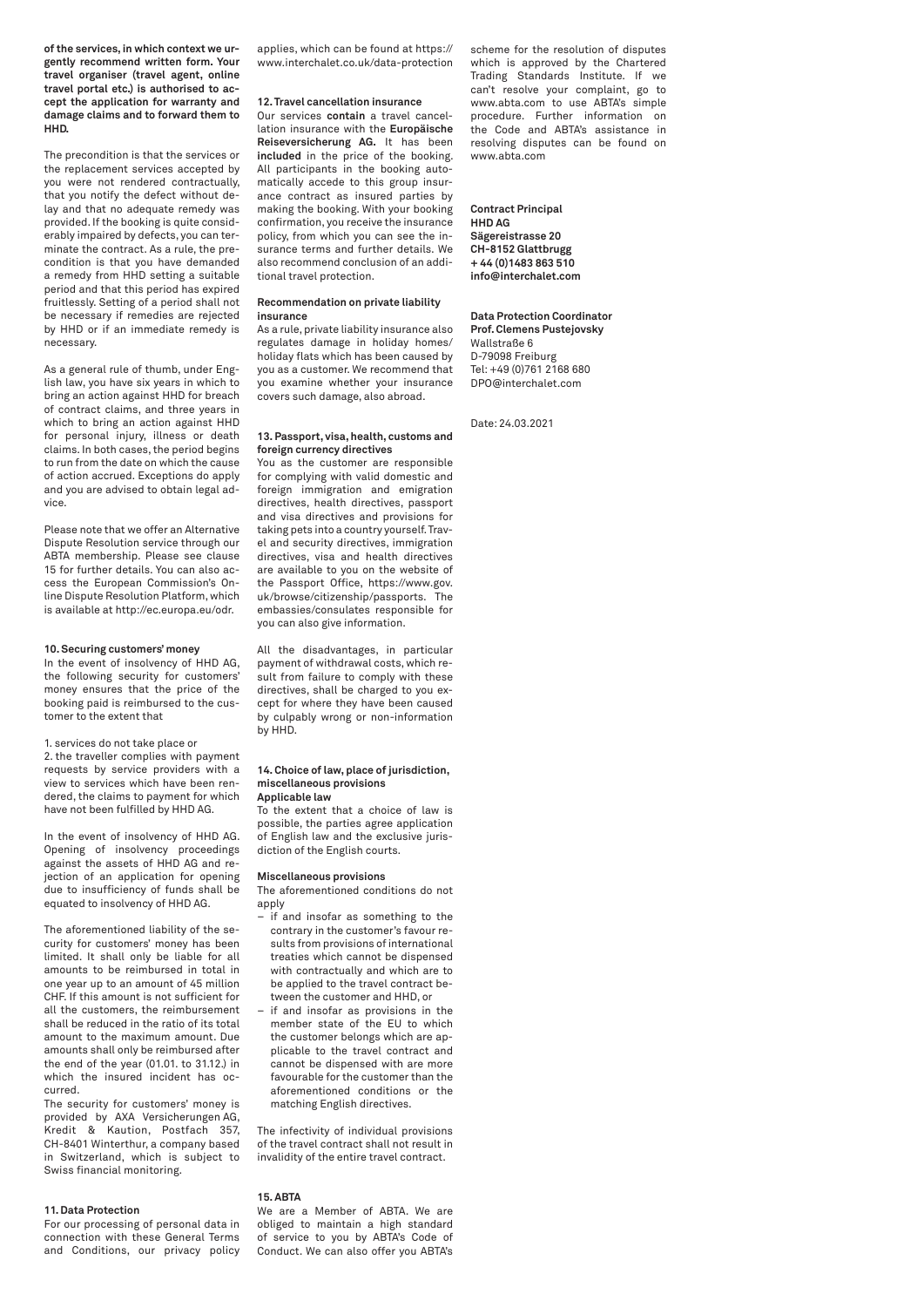**of the services, in which context we urgently recommend written form. Your travel organiser (travel agent, online travel portal etc.) is authorised to accept the application for warranty and damage claims and to forward them to HHD.**

The precondition is that the services or the replacement services accepted by you were not rendered contractually, that you notify the defect without delay and that no adequate remedy was provided. If the booking is quite considerably impaired by defects, you can terminate the contract. As a rule, the precondition is that you have demanded a remedy from HHD setting a suitable period and that this period has expired fruitlessly. Setting of a period shall not be necessary if remedies are rejected by HHD or if an immediate remedy is necessary.

As a general rule of thumb, under English law, you have six years in which to bring an action against HHD for breach of contract claims, and three years in which to bring an action against HHD for personal injury, illness or death claims. In both cases, the period begins to run from the date on which the cause of action accrued. Exceptions do apply and you are advised to obtain legal advice.

Please note that we offer an Alternative Dispute Resolution service through our ABTA membership. Please see clause 15 for further details. You can also access the European Commission's Online Dispute Resolution Platform, which is available at http://ec.europa.eu/odr.

**10. Securing customers' money**

In the event of insolvency of HHD AG, the following security for customers' money ensures that the price of the booking paid is reimbursed to the customer to the extent that

1. services do not take place or
2. the traveller complies with payment requests by service providers with a view to services which have been rendered, the claims to payment for which have not been fulfilled by HHD AG.

In the event of insolvency of HHD AG. Opening of insolvency proceedings against the assets of HHD AG and rejection of an application for opening due to insufficiency of funds shall be equated to insolvency of HHD AG.

The aforementioned liability of the security for customers' money has been limited. It shall only be liable for all amounts to be reimbursed in total in one year up to an amount of 45 million CHF. If this amount is not sufficient for all the customers, the reimbursement shall be reduced in the ratio of its total amount to the maximum amount. Due amounts shall only be reimbursed after the end of the year (01.01. to 31.12.) in which the insured incident has occurred.

The security for customers' money is provided by AXA Versicherungen AG, Kredit & Kaution, Postfach 357, CH-8401 Winterthur, a company based in Switzerland, which is subject to Swiss financial monitoring.

**11. Data Protection**

For our processing of personal data in connection with these General Terms and Conditions, our privacy policy applies, which can be found at https://www.interchalet.co.uk/data-protection

**12. Travel cancellation insurance**

Our services **contain** a travel cancellation insurance with the **Europäische Reiseversicherung AG.** It has been **included** in the price of the booking. All participants in the booking automatically accede to this group insurance contract as insured parties by making the booking. With your booking confirmation, you receive the insurance policy, from which you can see the insurance terms and further details. We also recommend conclusion of an additional travel protection.

**Recommendation on private liability insurance**

As a rule, private liability insurance also regulates damage in holiday homes/holiday flats which has been caused by you as a customer. We recommend that you examine whether your insurance covers such damage, also abroad.

**13. Passport, visa, health, customs and foreign currency directives**

You as the customer are responsible for complying with valid domestic and foreign immigration and emigration directives, health directives, passport and visa directives and provisions for taking pets into a country yourself. Travel and security directives, immigration directives, visa and health directives are available to you on the website of the Passport Office, https://www.gov.uk/browse/citizenship/passports. The embassies/consulates responsible for you can also give information.

All the disadvantages, in particular payment of withdrawal costs, which result from failure to comply with these directives, shall be charged to you except for where they have been caused by culpably wrong or non-information by HHD.

**14. Choice of law, place of jurisdiction, miscellaneous provisions**

**Applicable law**

To the extent that a choice of law is possible, the parties agree application of English law and the exclusive jurisdiction of the English courts.

**Miscellaneous provisions**

The aforementioned conditions do not apply

- if and insofar as something to the contrary in the customer's favour results from provisions of international treaties which cannot be dispensed with contractually and which are to be applied to the travel contract between the customer and HHD, or
- if and insofar as provisions in the member state of the EU to which the customer belongs which are applicable to the travel contract and cannot be dispensed with are more favourable for the customer than the aforementioned conditions or the matching English directives.

The infectivity of individual provisions of the travel contract shall not result in invalidity of the entire travel contract.

**15. ABTA**

We are a Member of ABTA. We are obliged to maintain a high standard of service to you by ABTA's Code of Conduct. We can also offer you ABTA's scheme for the resolution of disputes which is approved by the Chartered Trading Standards Institute. If we can't resolve your complaint, go to www.abta.com to use ABTA's simple procedure. Further information on the Code and ABTA's assistance in resolving disputes can be found on www.abta.com

**Contract Principal**
**HHD AG**
**Sägereistrasse 20**
**CH-8152 Glattbrugg**
**+ 44 (0)1483 863 510**
**info@interchalet.com**

**Data Protection Coordinator**
**Prof. Clemens Pustejovsky**
Wallstraße 6
D-79098 Freiburg
Tel: +49 (0)761 2168 680
DPO@interchalet.com

Date: 24.03.2021